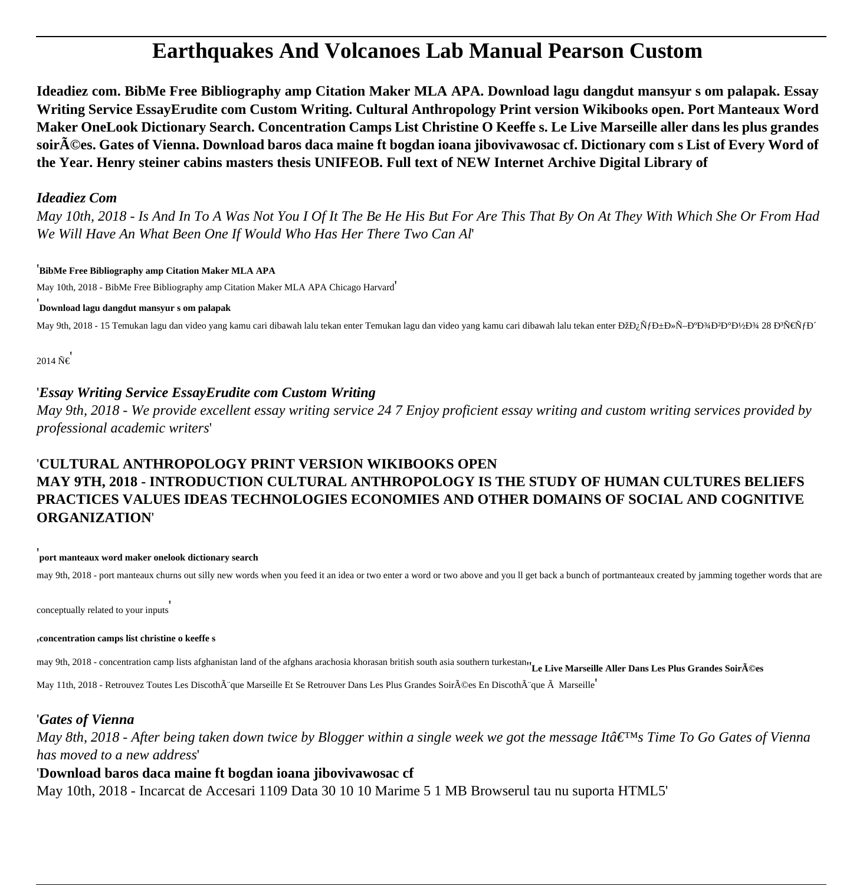# Earthquakes And Volcanoes Lab Manual Pearson Custom

**Ideadiez com. BibMe Free Bibliography amp Citation Maker MLA APA. Download lagu dangdut mansyur s om palapak. Essay Writing Service EssayErudite com Custom Writing. Cultural Anthropology Print version Wikibooks open. Port Manteaux Word Maker OneLook Dictionary Search. Concentration Camps List Christine O Keeffe s. Le Live Marseille aller dans les plus grandes soirÃ©es. Gates of Vienna. Download baros daca maine ft bogdan ioana jibovivawosac cf. Dictionary com s List of Every Word of the Year. Henry steiner cabins masters thesis UNIFEOB. Full text of NEW Internet Archive Digital Library of**

### *Ideadiez Com*

*May 10th, 2018 - Is And In To A Was Not You I Of It The Be He His But For Are This That By On At They With Which She Or From Had We Will Have An What Been One If Would Who Has Her There Two Can Al*'

'**BibMe Free Bibliography amp Citation Maker MLA APA**

May 10th, 2018 - BibMe Free Bibliography amp Citation Maker MLA APA Chicago Harvard'

'**Download lagu dangdut mansyur s om palapak**

May 9th, 2018 - 15 Temukan lagu dan video yang kamu cari dibawah lalu tekan enter Temukan lagu dan video yang kamu cari dibawah lalu tekan enter ÐžÐ¿ÑƒÐ±Ð»Ñ–ÐºÐ¾Ð²Ð°Ð½Ð¾ 28 Ð³Ñ€ÑƒÐ´ 2014 Ñ€'

'*Essay Writing Service EssayErudite com Custom Writing*

*May 9th, 2018 - We provide excellent essay writing service 24 7 Enjoy proficient essay writing and custom writing services provided by professional academic writers*'

'**CULTURAL ANTHROPOLOGY PRINT VERSION WIKIBOOKS OPEN**

**MAY 9TH, 2018 - INTRODUCTION CULTURAL ANTHROPOLOGY IS THE STUDY OF HUMAN CULTURES BELIEFS PRACTICES VALUES IDEAS TECHNOLOGIES ECONOMIES AND OTHER DOMAINS OF SOCIAL AND COGNITIVE ORGANIZATION**'

'**port manteaux word maker onelook dictionary search**

may 9th, 2018 - port manteaux churns out silly new words when you feed it an idea or two enter a word or two above and you ll get back a bunch of portmanteaux created by jamming together words that are conceptually related to your inputs'

'**concentration camps list christine o keeffe s**

may 9th, 2018 - concentration camp lists afghanistan land of the afghans arachosia khorasan british south asia southern turkestan''**Le Live Marseille Aller Dans Les Plus Grandes SoirÃ©es**

May 11th, 2018 - Retrouvez Toutes Les DiscothÃ¨que Marseille Et Se Retrouver Dans Les Plus Grandes SoirÃ©es En DiscothÃ¨que Ã  Marseille'

'*Gates of Vienna*

*May 8th, 2018 - After being taken down twice by Blogger within a single week we got the message Itâ€™s Time To Go Gates of Vienna has moved to a new address*'

'**Download baros daca maine ft bogdan ioana jibovivawosac cf**

May 10th, 2018 - Incarcat de Accesari 1109 Data 30 10 10 Marime 5 1 MB Browserul tau nu suporta HTML5'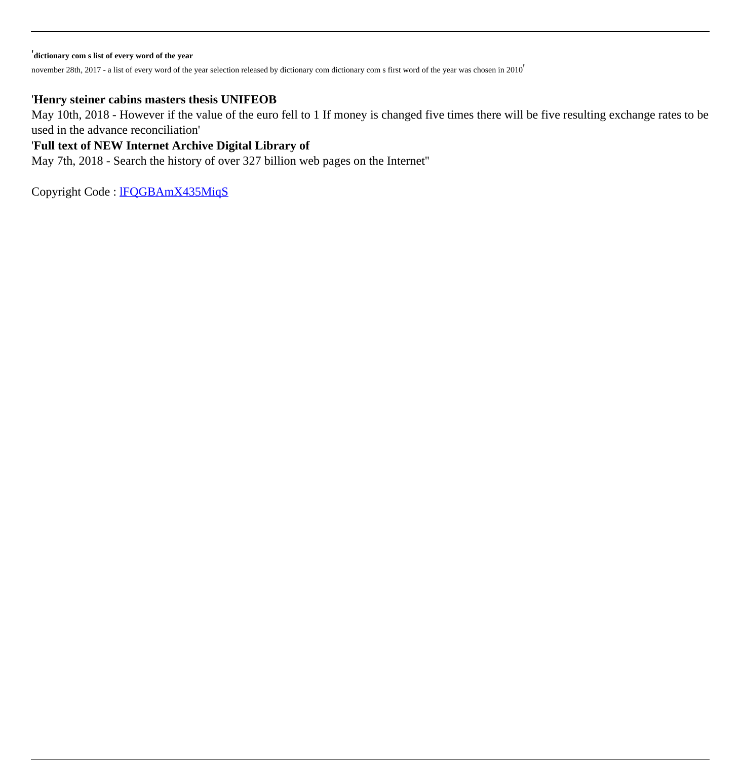'**dictionary com s list of every word of the year**

november 28th, 2017 - a list of every word of the year selection released by dictionary com dictionary com s first word of the year was chosen in 2010'

'**Henry steiner cabins masters thesis UNIFEOB**

May 10th, 2018 - However if the value of the euro fell to 1 If money is changed five times there will be five resulting exchange rates to be used in the advance reconciliation'

'**Full text of NEW Internet Archive Digital Library of**

May 7th, 2018 - Search the history of over 327 billion web pages on the Internet''

Copyright Code : lFQGBAmX435MiqS